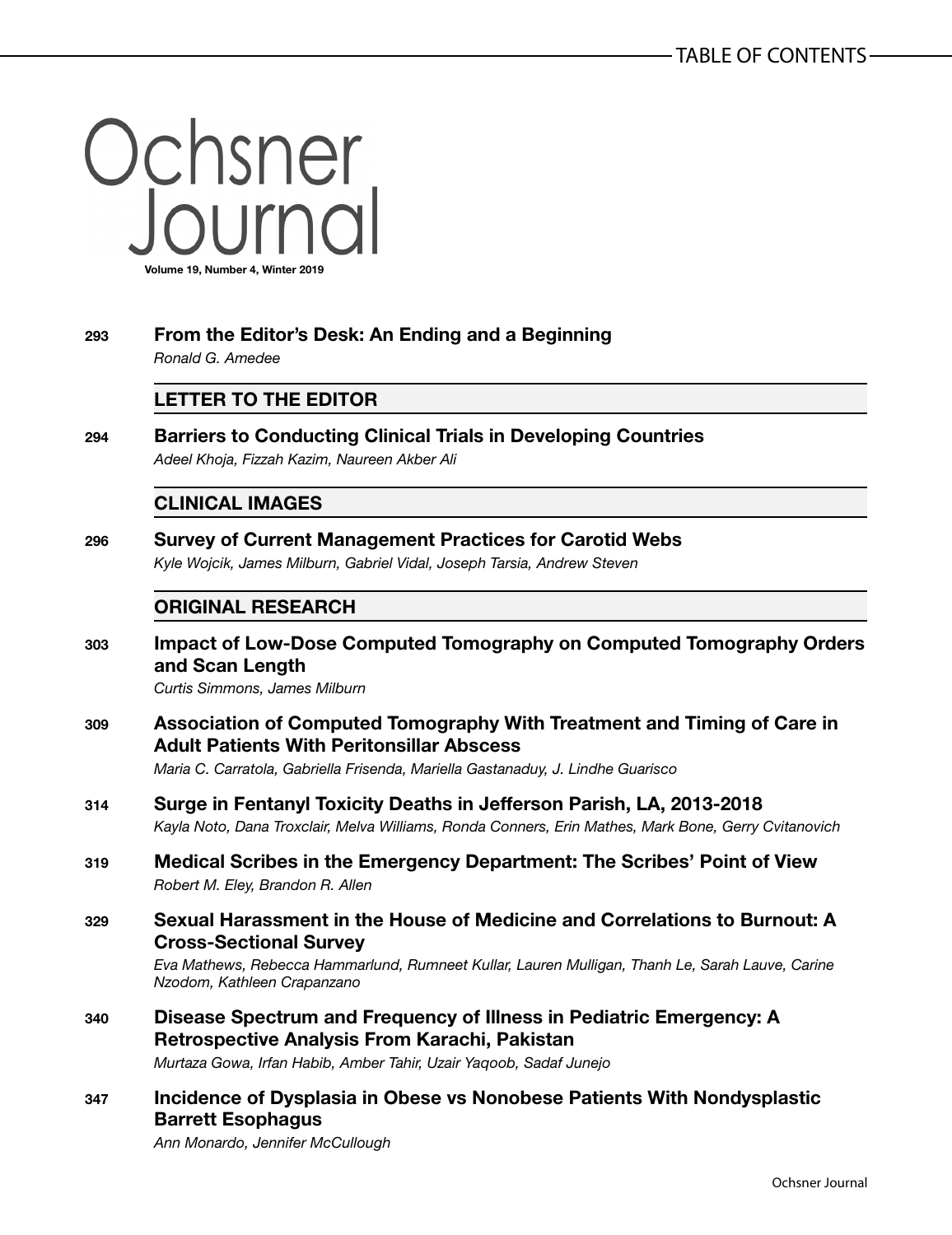# TABLE OF CONTENTS

# Ochsner Journal

**Volume 19, Number 4, Winter 2019**

**293** **From the Editor's Desk: An Ending and a Beginning**
*Ronald G. Amedee*

## LETTER TO THE EDITOR

**294** **Barriers to Conducting Clinical Trials in Developing Countries**
*Adeel Khoja, Fizzah Kazim, Naureen Akber Ali*

## CLINICAL IMAGES

**296** **Survey of Current Management Practices for Carotid Webs**
*Kyle Wojcik, James Milburn, Gabriel Vidal, Joseph Tarsia, Andrew Steven*

## ORIGINAL RESEARCH

**303** **Impact of Low-Dose Computed Tomography on Computed Tomography Orders and Scan Length**
*Curtis Simmons, James Milburn*

**309** **Association of Computed Tomography With Treatment and Timing of Care in Adult Patients With Peritonsillar Abscess**
*Maria C. Carratola, Gabriella Frisenda, Mariella Gastanaduy, J. Lindhe Guarisco*

**314** **Surge in Fentanyl Toxicity Deaths in Jefferson Parish, LA, 2013-2018**
*Kayla Noto, Dana Troxclair, Melva Williams, Ronda Conners, Erin Mathes, Mark Bone, Gerry Cvitanovich*

**319** **Medical Scribes in the Emergency Department: The Scribes' Point of View**
*Robert M. Eley, Brandon R. Allen*

**329** **Sexual Harassment in the House of Medicine and Correlations to Burnout: A Cross-Sectional Survey**
*Eva Mathews, Rebecca Hammarlund, Rumneet Kullar, Lauren Mulligan, Thanh Le, Sarah Lauve, Carine Nzodom, Kathleen Crapanzano*

**340** **Disease Spectrum and Frequency of Illness in Pediatric Emergency: A Retrospective Analysis From Karachi, Pakistan**
*Murtaza Gowa, Irfan Habib, Amber Tahir, Uzair Yaqoob, Sadaf Junejo*

**347** **Incidence of Dysplasia in Obese vs Nonobese Patients With Nondysplastic Barrett Esophagus**
*Ann Monardo, Jennifer McCullough*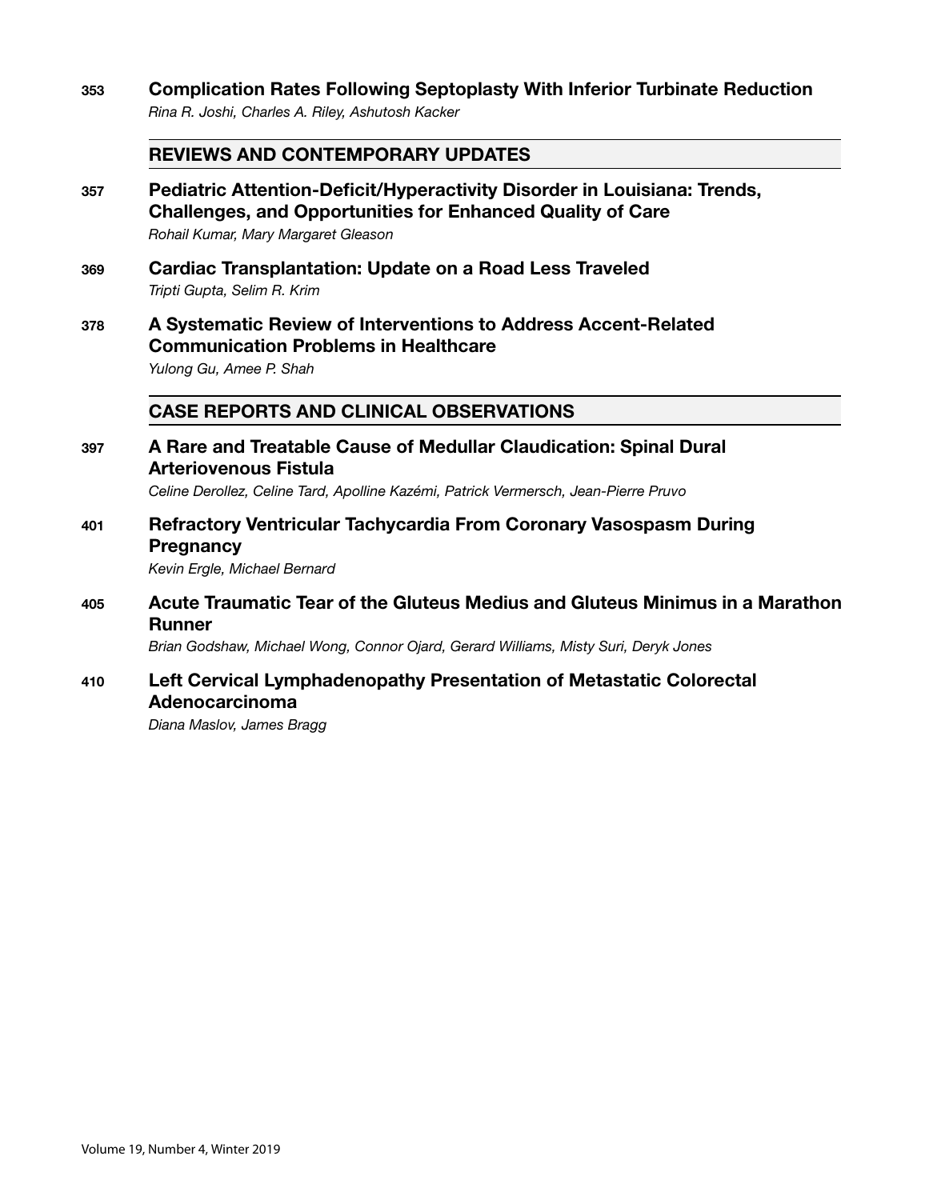353 **Complication Rates Following Septoplasty With Inferior Turbinate Reduction**
*Rina R. Joshi, Charles A. Riley, Ashutosh Kacker*

## REVIEWS AND CONTEMPORARY UPDATES

357 **Pediatric Attention-Deficit/Hyperactivity Disorder in Louisiana: Trends, Challenges, and Opportunities for Enhanced Quality of Care**
*Rohail Kumar, Mary Margaret Gleason*

369 **Cardiac Transplantation: Update on a Road Less Traveled**
*Tripti Gupta, Selim R. Krim*

378 **A Systematic Review of Interventions to Address Accent-Related Communication Problems in Healthcare**
*Yulong Gu, Amee P. Shah*

## CASE REPORTS AND CLINICAL OBSERVATIONS

397 **A Rare and Treatable Cause of Medullar Claudication: Spinal Dural Arteriovenous Fistula**
*Celine Derollez, Celine Tard, Apolline Kazémi, Patrick Vermersch, Jean-Pierre Pruvo*

401 **Refractory Ventricular Tachycardia From Coronary Vasospasm During Pregnancy**
*Kevin Ergle, Michael Bernard*

405 **Acute Traumatic Tear of the Gluteus Medius and Gluteus Minimus in a Marathon Runner**
*Brian Godshaw, Michael Wong, Connor Ojard, Gerard Williams, Misty Suri, Deryk Jones*

410 **Left Cervical Lymphadenopathy Presentation of Metastatic Colorectal Adenocarcinoma**
*Diana Maslov, James Bragg*